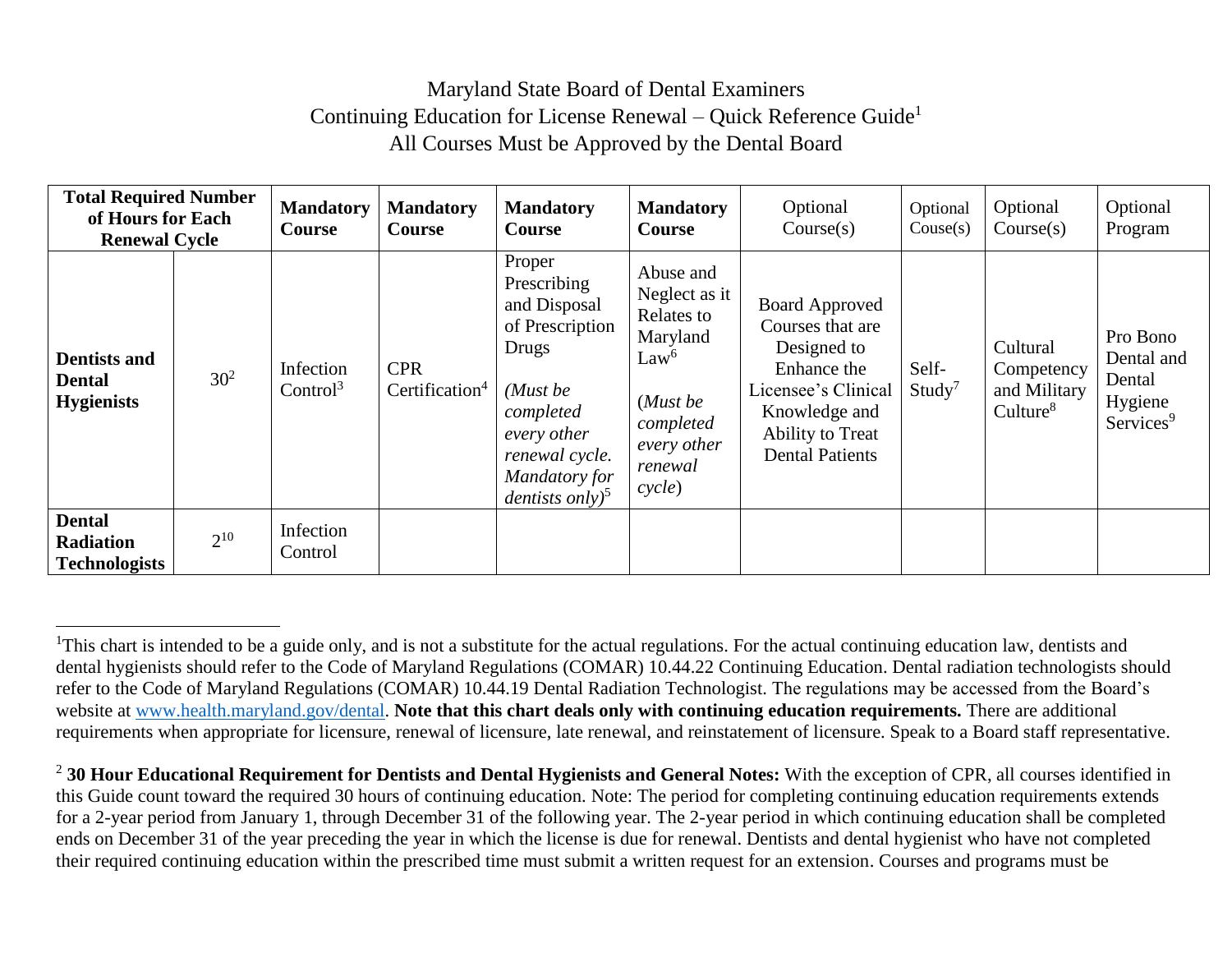# Maryland State Board of Dental Examiners
## Continuing Education for License Renewal – Quick Reference Guide[1]
## All Courses Must be Approved by the Dental Board

| Total Required Number of Hours for Each Renewal Cycle | | Mandatory Course | Mandatory Course | Mandatory Course | Mandatory Course | Optional Course(s) | Optional Couse(s) | Optional Course(s) | Optional Program |
|---|---|---|---|---|---|---|---|---|---|
| **Dentists and Dental Hygienists** | 30[2] | Infection Control[3] | CPR Certification[4] | Proper Prescribing and Disposal of Prescription Drugs *(Must be completed every other renewal cycle. Mandatory for dentists only)*[5] | Abuse and Neglect as it Relates to Maryland Law[6] (*Must be completed every other renewal cycle*) | Board Approved Courses that are Designed to Enhance the Licensee's Clinical Knowledge and Ability to Treat Dental Patients | Self-Study[7] | Cultural Competency and Military Culture[8] | Pro Bono Dental and Dental Hygiene Services[9] |
| **Dental Radiation Technologists** | 2[10] | Infection Control | | | | | | | |

[1]This chart is intended to be a guide only, and is not a substitute for the actual regulations. For the actual continuing education law, dentists and dental hygienists should refer to the Code of Maryland Regulations (COMAR) 10.44.22 Continuing Education. Dental radiation technologists should refer to the Code of Maryland Regulations (COMAR) 10.44.19 Dental Radiation Technologist. The regulations may be accessed from the Board's website at www.health.maryland.gov/dental. **Note that this chart deals only with continuing education requirements.** There are additional requirements when appropriate for licensure, renewal of licensure, late renewal, and reinstatement of licensure. Speak to a Board staff representative.

[2] **30 Hour Educational Requirement for Dentists and Dental Hygienists and General Notes:** With the exception of CPR, all courses identified in this Guide count toward the required 30 hours of continuing education. Note: The period for completing continuing education requirements extends for a 2-year period from January 1, through December 31 of the following year. The 2-year period in which continuing education shall be completed ends on December 31 of the year preceding the year in which the license is due for renewal. Dentists and dental hygienist who have not completed their required continuing education within the prescribed time must submit a written request for an extension. Courses and programs must be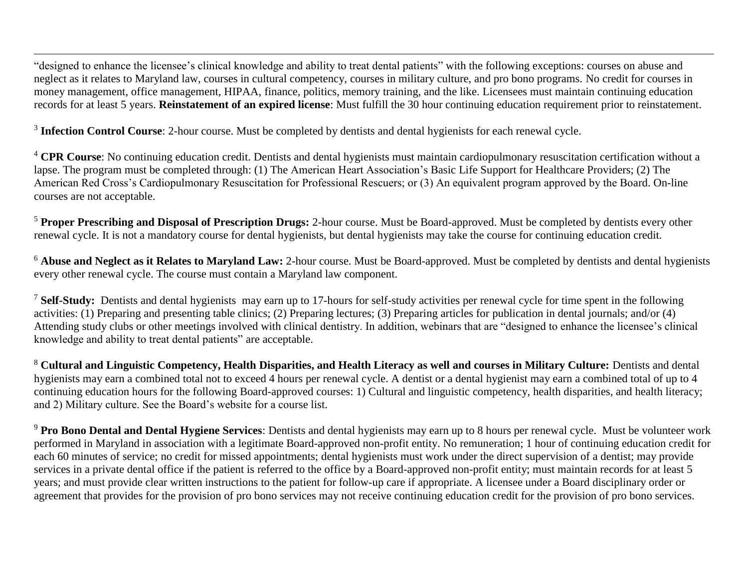"designed to enhance the licensee's clinical knowledge and ability to treat dental patients" with the following exceptions: courses on abuse and neglect as it relates to Maryland law, courses in cultural competency, courses in military culture, and pro bono programs. No credit for courses in money management, office management, HIPAA, finance, politics, memory training, and the like. Licensees must maintain continuing education records for at least 5 years. **Reinstatement of an expired license**: Must fulfill the 30 hour continuing education requirement prior to reinstatement.

[3] **Infection Control Course**: 2-hour course. Must be completed by dentists and dental hygienists for each renewal cycle.

[4] **CPR Course**: No continuing education credit. Dentists and dental hygienists must maintain cardiopulmonary resuscitation certification without a lapse. The program must be completed through: (1) The American Heart Association's Basic Life Support for Healthcare Providers; (2) The American Red Cross's Cardiopulmonary Resuscitation for Professional Rescuers; or (3) An equivalent program approved by the Board. On-line courses are not acceptable.

[5] **Proper Prescribing and Disposal of Prescription Drugs:** 2-hour course. Must be Board-approved. Must be completed by dentists every other renewal cycle. It is not a mandatory course for dental hygienists, but dental hygienists may take the course for continuing education credit.

[6] **Abuse and Neglect as it Relates to Maryland Law:** 2-hour course. Must be Board-approved. Must be completed by dentists and dental hygienists every other renewal cycle. The course must contain a Maryland law component.

[7] **Self-Study:** Dentists and dental hygienists may earn up to 17-hours for self-study activities per renewal cycle for time spent in the following activities: (1) Preparing and presenting table clinics; (2) Preparing lectures; (3) Preparing articles for publication in dental journals; and/or (4) Attending study clubs or other meetings involved with clinical dentistry. In addition, webinars that are "designed to enhance the licensee's clinical knowledge and ability to treat dental patients" are acceptable.

[8] **Cultural and Linguistic Competency, Health Disparities, and Health Literacy as well and courses in Military Culture:** Dentists and dental hygienists may earn a combined total not to exceed 4 hours per renewal cycle. A dentist or a dental hygienist may earn a combined total of up to 4 continuing education hours for the following Board-approved courses: 1) Cultural and linguistic competency, health disparities, and health literacy; and 2) Military culture. See the Board's website for a course list.

[9] **Pro Bono Dental and Dental Hygiene Services**: Dentists and dental hygienists may earn up to 8 hours per renewal cycle. Must be volunteer work performed in Maryland in association with a legitimate Board-approved non-profit entity. No remuneration; 1 hour of continuing education credit for each 60 minutes of service; no credit for missed appointments; dental hygienists must work under the direct supervision of a dentist; may provide services in a private dental office if the patient is referred to the office by a Board-approved non-profit entity; must maintain records for at least 5 years; and must provide clear written instructions to the patient for follow-up care if appropriate. A licensee under a Board disciplinary order or agreement that provides for the provision of pro bono services may not receive continuing education credit for the provision of pro bono services.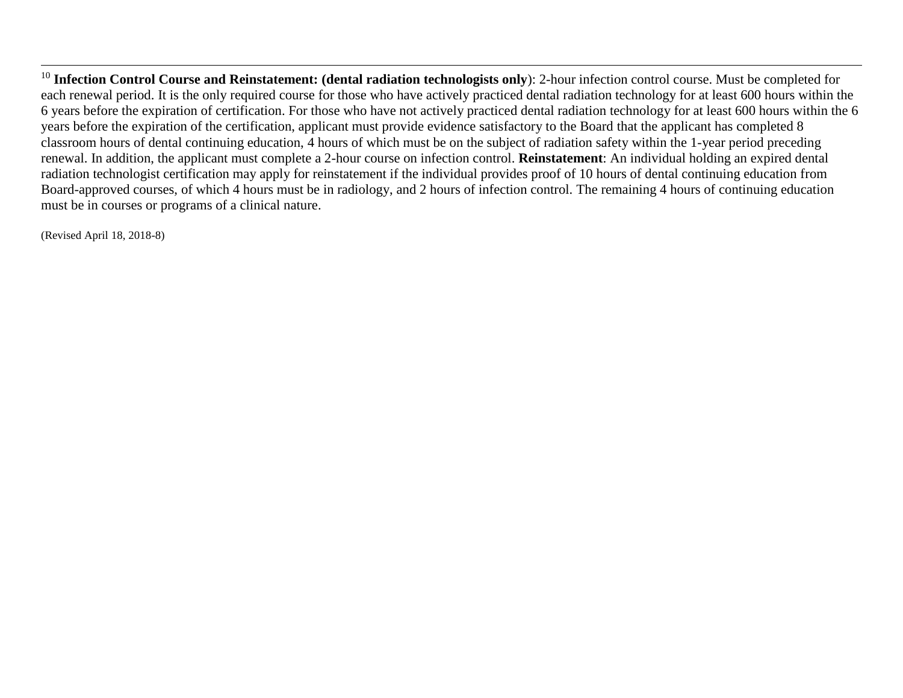[10] **Infection Control Course and Reinstatement: (dental radiation technologists only**): 2-hour infection control course. Must be completed for each renewal period. It is the only required course for those who have actively practiced dental radiation technology for at least 600 hours within the 6 years before the expiration of certification. For those who have not actively practiced dental radiation technology for at least 600 hours within the 6 years before the expiration of the certification, applicant must provide evidence satisfactory to the Board that the applicant has completed 8 classroom hours of dental continuing education, 4 hours of which must be on the subject of radiation safety within the 1-year period preceding renewal. In addition, the applicant must complete a 2-hour course on infection control. **Reinstatement**: An individual holding an expired dental radiation technologist certification may apply for reinstatement if the individual provides proof of 10 hours of dental continuing education from Board-approved courses, of which 4 hours must be in radiology, and 2 hours of infection control. The remaining 4 hours of continuing education must be in courses or programs of a clinical nature.

(Revised April 18, 2018-8)